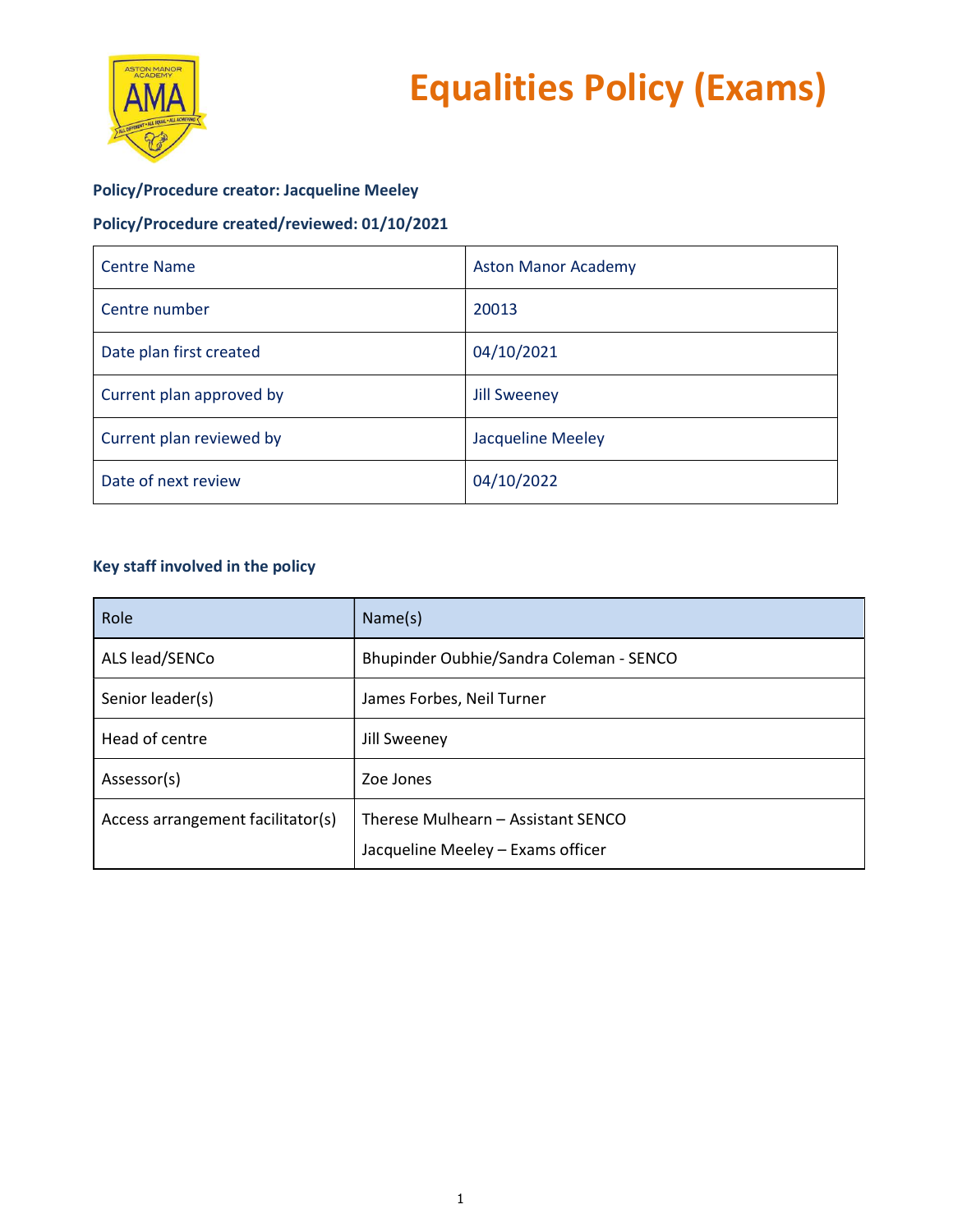# Equalities Policy (Exams)

**Policy/Procedure creator: Jacqueline Meeley**

**Policy/Procedure created/reviewed: 01/10/2021**

| Centre Name | Aston Manor Academy |
|---|---|
| Centre number | 20013 |
| Date plan first created | 04/10/2021 |
| Current plan approved by | Jill Sweeney |
| Current plan reviewed by | Jacqueline Meeley |
| Date of next review | 04/10/2022 |

**Key staff involved in the policy**

| Role | Name(s) |
|---|---|
| ALS lead/SENCo | Bhupinder Oubhie/Sandra Coleman - SENCO |
| Senior leader(s) | James Forbes, Neil Turner |
| Head of centre | Jill Sweeney |
| Assessor(s) | Zoe Jones |
| Access arrangement facilitator(s) | Therese Mulhearn – Assistant SENCO<br>Jacqueline Meeley – Exams officer |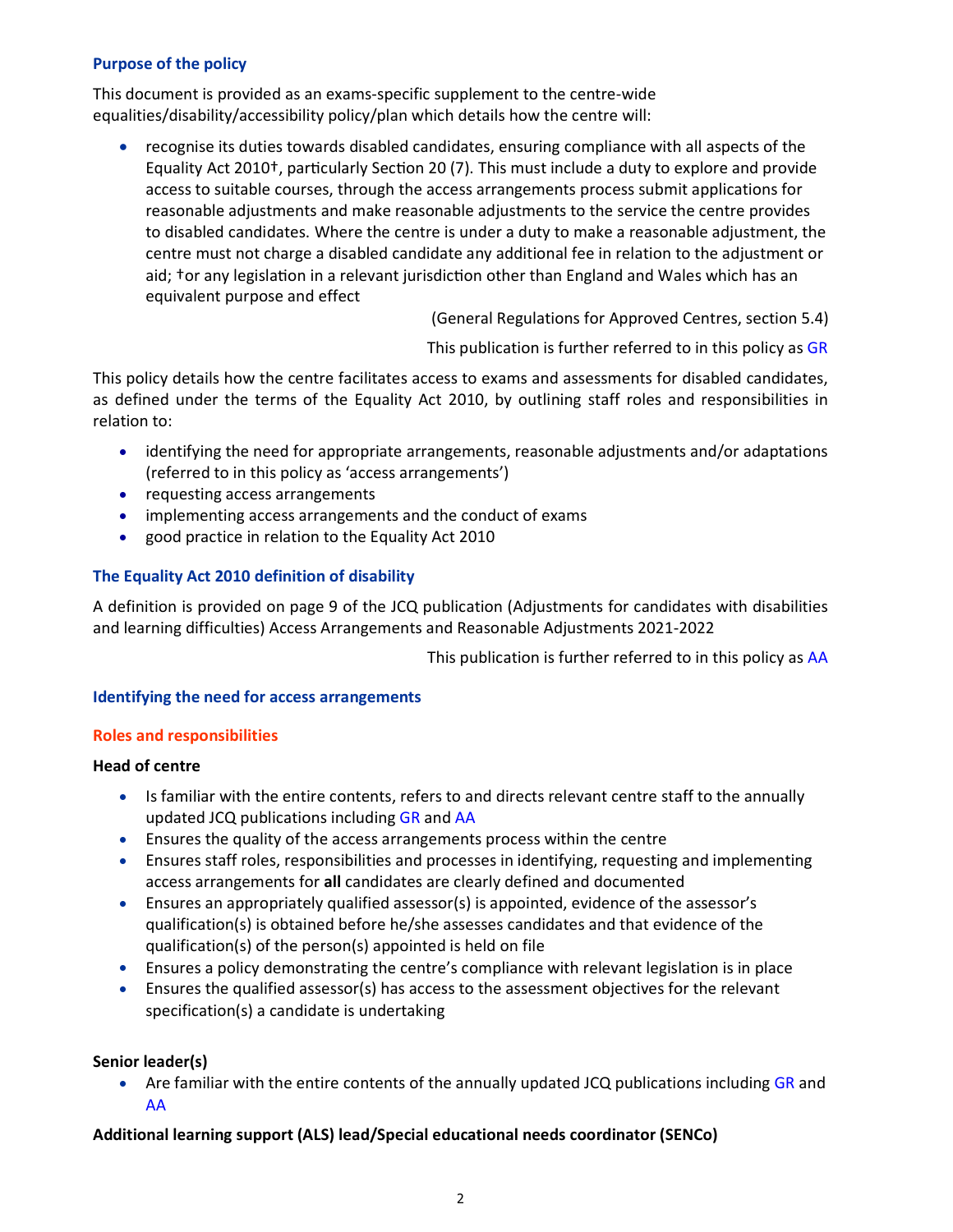### Purpose of the policy

This document is provided as an exams-specific supplement to the centre-wide equalities/disability/accessibility policy/plan which details how the centre will:

- recognise its duties towards disabled candidates, ensuring compliance with all aspects of the Equality Act 2010†, particularly Section 20 (7). This must include a duty to explore and provide access to suitable courses, through the access arrangements process submit applications for reasonable adjustments and make reasonable adjustments to the service the centre provides to disabled candidates. Where the centre is under a duty to make a reasonable adjustment, the centre must not charge a disabled candidate any additional fee in relation to the adjustment or aid; †or any legislation in a relevant jurisdiction other than England and Wales which has an equivalent purpose and effect

(General Regulations for Approved Centres, section 5.4)

This publication is further referred to in this policy as GR

This policy details how the centre facilitates access to exams and assessments for disabled candidates, as defined under the terms of the Equality Act 2010, by outlining staff roles and responsibilities in relation to:

- identifying the need for appropriate arrangements, reasonable adjustments and/or adaptations (referred to in this policy as 'access arrangements')
- requesting access arrangements
- implementing access arrangements and the conduct of exams
- good practice in relation to the Equality Act 2010

### The Equality Act 2010 definition of disability

A definition is provided on page 9 of the JCQ publication (Adjustments for candidates with disabilities and learning difficulties) Access Arrangements and Reasonable Adjustments 2021-2022

This publication is further referred to in this policy as AA

### Identifying the need for access arrangements

#### Roles and responsibilities

**Head of centre**

- Is familiar with the entire contents, refers to and directs relevant centre staff to the annually updated JCQ publications including GR and AA
- Ensures the quality of the access arrangements process within the centre
- Ensures staff roles, responsibilities and processes in identifying, requesting and implementing access arrangements for **all** candidates are clearly defined and documented
- Ensures an appropriately qualified assessor(s) is appointed, evidence of the assessor's qualification(s) is obtained before he/she assesses candidates and that evidence of the qualification(s) of the person(s) appointed is held on file
- Ensures a policy demonstrating the centre's compliance with relevant legislation is in place
- Ensures the qualified assessor(s) has access to the assessment objectives for the relevant specification(s) a candidate is undertaking

**Senior leader(s)**

- Are familiar with the entire contents of the annually updated JCQ publications including GR and AA

**Additional learning support (ALS) lead/Special educational needs coordinator (SENCo)**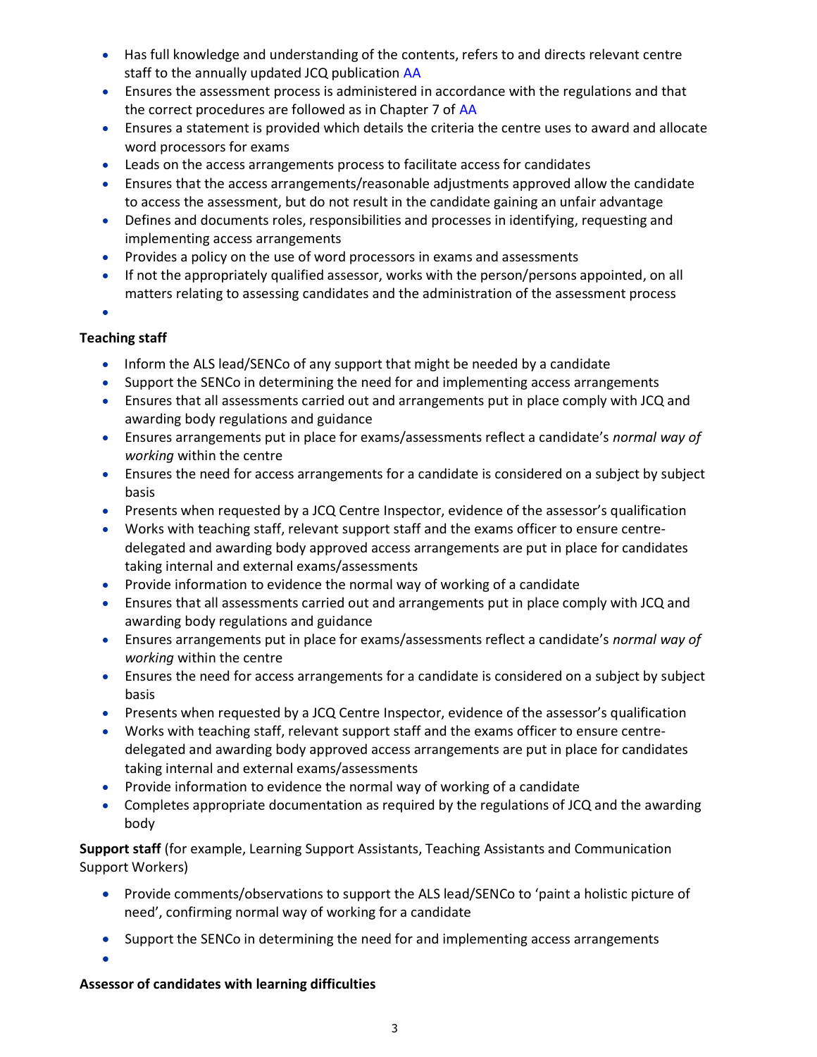- Has full knowledge and understanding of the contents, refers to and directs relevant centre staff to the annually updated JCQ publication AA
- Ensures the assessment process is administered in accordance with the regulations and that the correct procedures are followed as in Chapter 7 of AA
- Ensures a statement is provided which details the criteria the centre uses to award and allocate word processors for exams
- Leads on the access arrangements process to facilitate access for candidates
- Ensures that the access arrangements/reasonable adjustments approved allow the candidate to access the assessment, but do not result in the candidate gaining an unfair advantage
- Defines and documents roles, responsibilities and processes in identifying, requesting and implementing access arrangements
- Provides a policy on the use of word processors in exams and assessments
- If not the appropriately qualified assessor, works with the person/persons appointed, on all matters relating to assessing candidates and the administration of the assessment process
-

**Teaching staff**

- Inform the ALS lead/SENCo of any support that might be needed by a candidate
- Support the SENCo in determining the need for and implementing access arrangements
- Ensures that all assessments carried out and arrangements put in place comply with JCQ and awarding body regulations and guidance
- Ensures arrangements put in place for exams/assessments reflect a candidate's *normal way of working* within the centre
- Ensures the need for access arrangements for a candidate is considered on a subject by subject basis
- Presents when requested by a JCQ Centre Inspector, evidence of the assessor's qualification
- Works with teaching staff, relevant support staff and the exams officer to ensure centre-delegated and awarding body approved access arrangements are put in place for candidates taking internal and external exams/assessments
- Provide information to evidence the normal way of working of a candidate
- Ensures that all assessments carried out and arrangements put in place comply with JCQ and awarding body regulations and guidance
- Ensures arrangements put in place for exams/assessments reflect a candidate's *normal way of working* within the centre
- Ensures the need for access arrangements for a candidate is considered on a subject by subject basis
- Presents when requested by a JCQ Centre Inspector, evidence of the assessor's qualification
- Works with teaching staff, relevant support staff and the exams officer to ensure centre-delegated and awarding body approved access arrangements are put in place for candidates taking internal and external exams/assessments
- Provide information to evidence the normal way of working of a candidate
- Completes appropriate documentation as required by the regulations of JCQ and the awarding body

**Support staff** (for example, Learning Support Assistants, Teaching Assistants and Communication Support Workers)

- Provide comments/observations to support the ALS lead/SENCo to 'paint a holistic picture of need', confirming normal way of working for a candidate
- Support the SENCo in determining the need for and implementing access arrangements
-

**Assessor of candidates with learning difficulties**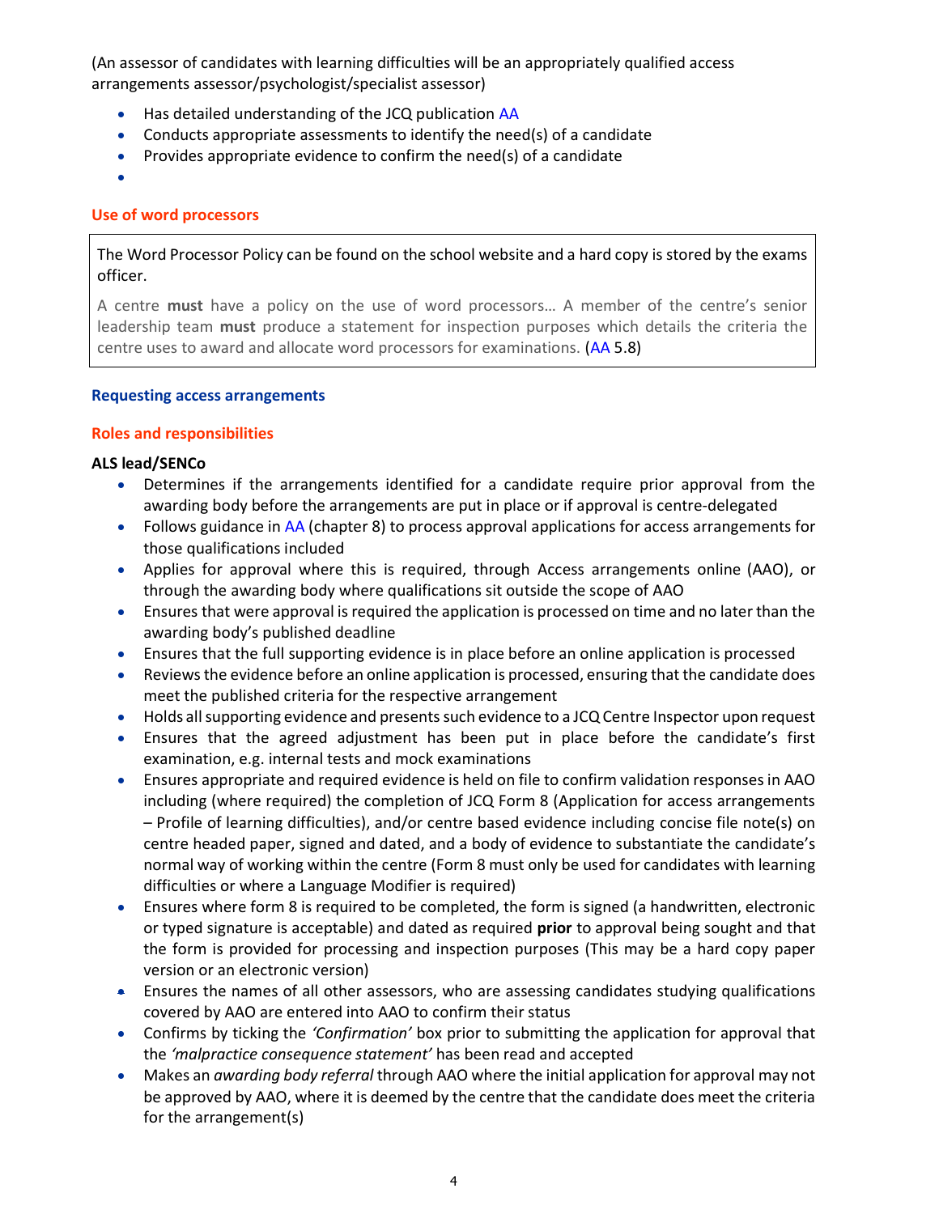(An assessor of candidates with learning difficulties will be an appropriately qualified access arrangements assessor/psychologist/specialist assessor)

- Has detailed understanding of the JCQ publication AA
- Conducts appropriate assessments to identify the need(s) of a candidate
- Provides appropriate evidence to confirm the need(s) of a candidate
- 

### Use of word processors

> The Word Processor Policy can be found on the school website and a hard copy is stored by the exams officer.
>
> A centre **must** have a policy on the use of word processors… A member of the centre's senior leadership team **must** produce a statement for inspection purposes which details the criteria the centre uses to award and allocate word processors for examinations. (AA 5.8)

## Requesting access arrangements

### Roles and responsibilities

**ALS lead/SENCo**

- Determines if the arrangements identified for a candidate require prior approval from the awarding body before the arrangements are put in place or if approval is centre-delegated
- Follows guidance in AA (chapter 8) to process approval applications for access arrangements for those qualifications included
- Applies for approval where this is required, through Access arrangements online (AAO), or through the awarding body where qualifications sit outside the scope of AAO
- Ensures that were approval is required the application is processed on time and no later than the awarding body's published deadline
- Ensures that the full supporting evidence is in place before an online application is processed
- Reviews the evidence before an online application is processed, ensuring that the candidate does meet the published criteria for the respective arrangement
- Holds all supporting evidence and presents such evidence to a JCQ Centre Inspector upon request
- Ensures that the agreed adjustment has been put in place before the candidate's first examination, e.g. internal tests and mock examinations
- Ensures appropriate and required evidence is held on file to confirm validation responses in AAO including (where required) the completion of JCQ Form 8 (Application for access arrangements – Profile of learning difficulties), and/or centre based evidence including concise file note(s) on centre headed paper, signed and dated, and a body of evidence to substantiate the candidate's normal way of working within the centre (Form 8 must only be used for candidates with learning difficulties or where a Language Modifier is required)
- Ensures where form 8 is required to be completed, the form is signed (a handwritten, electronic or typed signature is acceptable) and dated as required **prior** to approval being sought and that the form is provided for processing and inspection purposes (This may be a hard copy paper version or an electronic version)
- Ensures the names of all other assessors, who are assessing candidates studying qualifications covered by AAO are entered into AAO to confirm their status
- Confirms by ticking the *'Confirmation'* box prior to submitting the application for approval that the *'malpractice consequence statement'* has been read and accepted
- Makes an *awarding body referral* through AAO where the initial application for approval may not be approved by AAO, where it is deemed by the centre that the candidate does meet the criteria for the arrangement(s)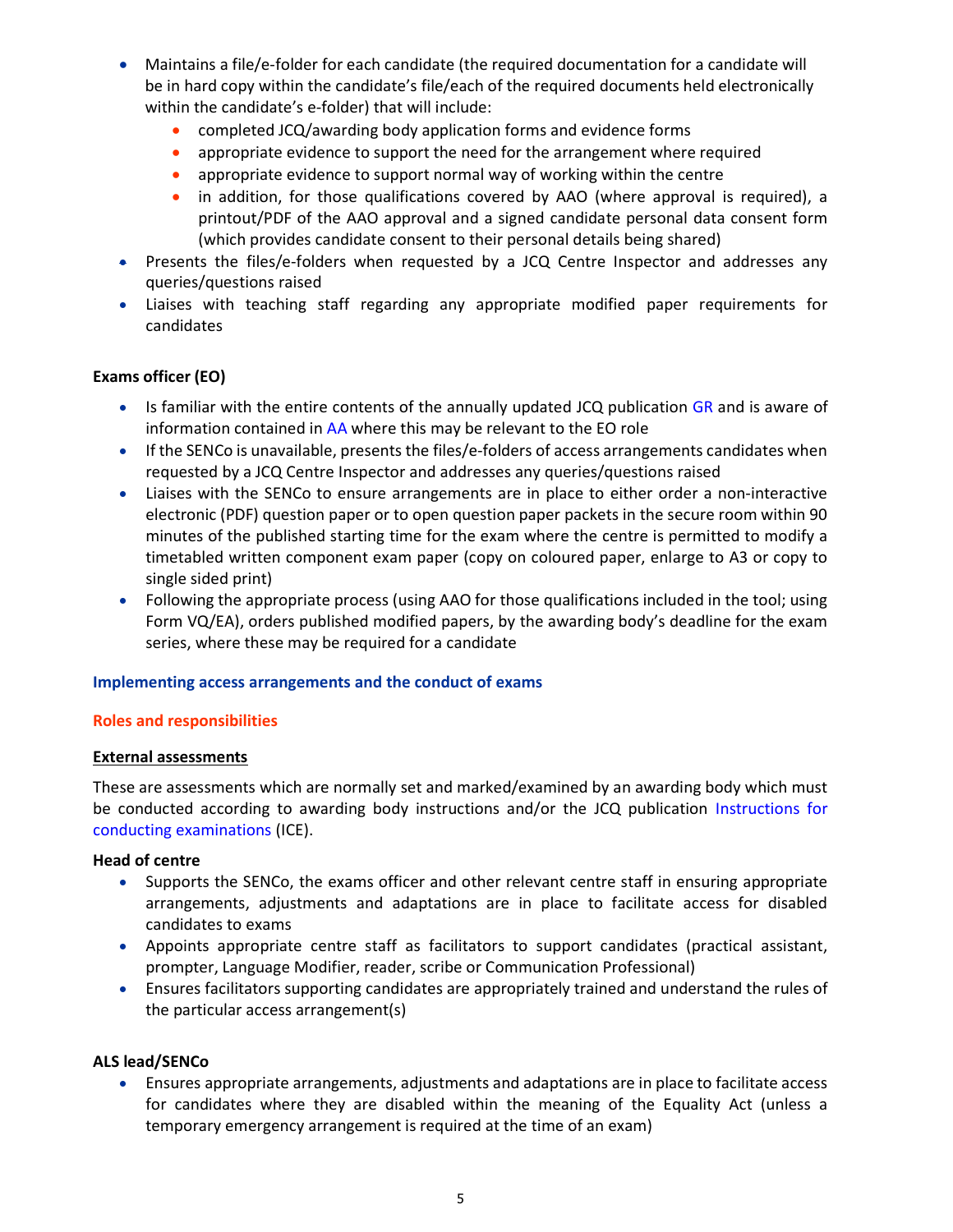- Maintains a file/e-folder for each candidate (the required documentation for a candidate will be in hard copy within the candidate's file/each of the required documents held electronically within the candidate's e-folder) that will include:
    - completed JCQ/awarding body application forms and evidence forms
    - appropriate evidence to support the need for the arrangement where required
    - appropriate evidence to support normal way of working within the centre
    - in addition, for those qualifications covered by AAO (where approval is required), a printout/PDF of the AAO approval and a signed candidate personal data consent form (which provides candidate consent to their personal details being shared)
- Presents the files/e-folders when requested by a JCQ Centre Inspector and addresses any queries/questions raised
- Liaises with teaching staff regarding any appropriate modified paper requirements for candidates

**Exams officer (EO)**

- Is familiar with the entire contents of the annually updated JCQ publication GR and is aware of information contained in AA where this may be relevant to the EO role
- If the SENCo is unavailable, presents the files/e-folders of access arrangements candidates when requested by a JCQ Centre Inspector and addresses any queries/questions raised
- Liaises with the SENCo to ensure arrangements are in place to either order a non-interactive electronic (PDF) question paper or to open question paper packets in the secure room within 90 minutes of the published starting time for the exam where the centre is permitted to modify a timetabled written component exam paper (copy on coloured paper, enlarge to A3 or copy to single sided print)
- Following the appropriate process (using AAO for those qualifications included in the tool; using Form VQ/EA), orders published modified papers, by the awarding body's deadline for the exam series, where these may be required for a candidate

## Implementing access arrangements and the conduct of exams

### Roles and responsibilities

**External assessments**

These are assessments which are normally set and marked/examined by an awarding body which must be conducted according to awarding body instructions and/or the JCQ publication Instructions for conducting examinations (ICE).

**Head of centre**

- Supports the SENCo, the exams officer and other relevant centre staff in ensuring appropriate arrangements, adjustments and adaptations are in place to facilitate access for disabled candidates to exams
- Appoints appropriate centre staff as facilitators to support candidates (practical assistant, prompter, Language Modifier, reader, scribe or Communication Professional)
- Ensures facilitators supporting candidates are appropriately trained and understand the rules of the particular access arrangement(s)

**ALS lead/SENCo**

- Ensures appropriate arrangements, adjustments and adaptations are in place to facilitate access for candidates where they are disabled within the meaning of the Equality Act (unless a temporary emergency arrangement is required at the time of an exam)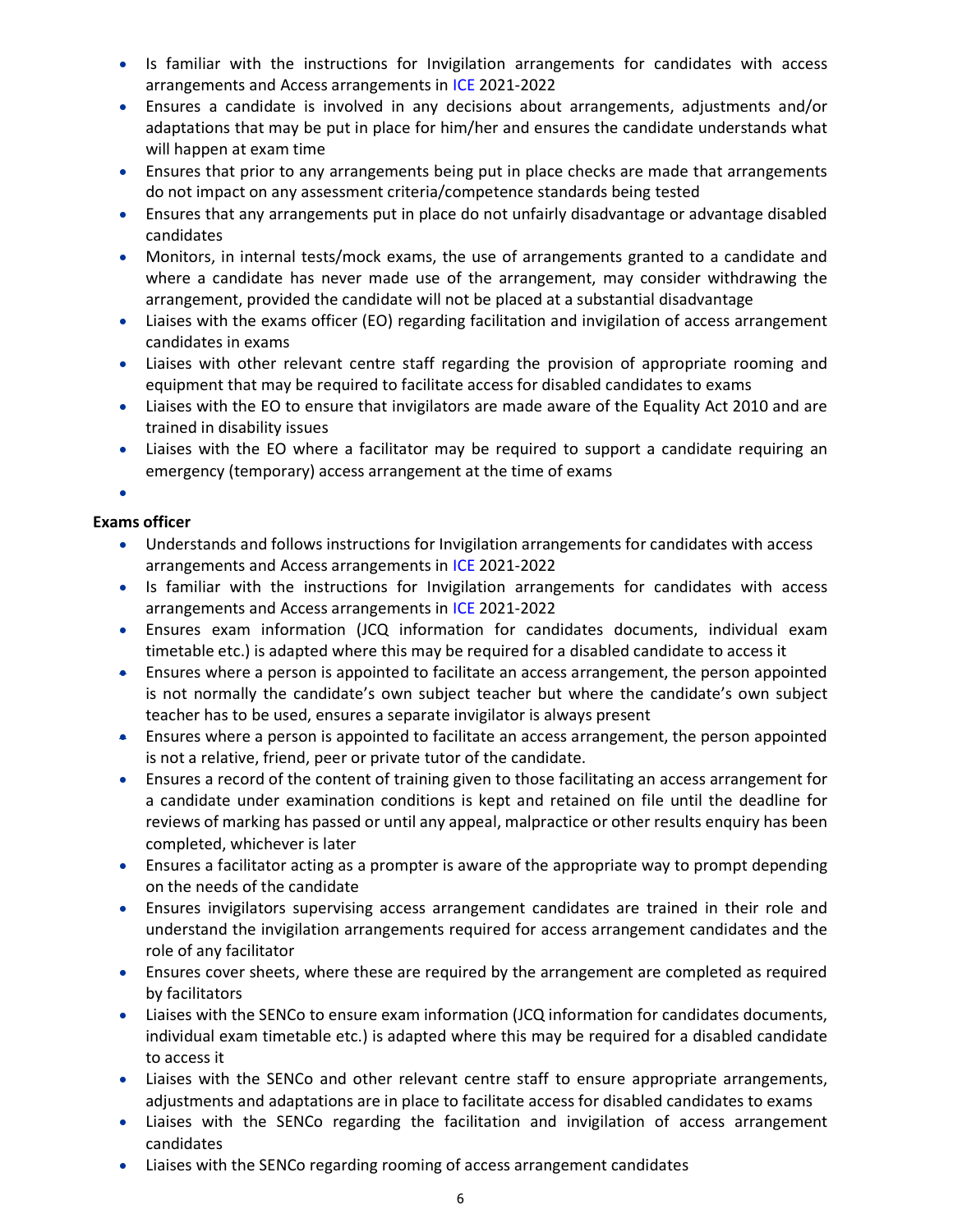- Is familiar with the instructions for Invigilation arrangements for candidates with access arrangements and Access arrangements in ICE 2021-2022
- Ensures a candidate is involved in any decisions about arrangements, adjustments and/or adaptations that may be put in place for him/her and ensures the candidate understands what will happen at exam time
- Ensures that prior to any arrangements being put in place checks are made that arrangements do not impact on any assessment criteria/competence standards being tested
- Ensures that any arrangements put in place do not unfairly disadvantage or advantage disabled candidates
- Monitors, in internal tests/mock exams, the use of arrangements granted to a candidate and where a candidate has never made use of the arrangement, may consider withdrawing the arrangement, provided the candidate will not be placed at a substantial disadvantage
- Liaises with the exams officer (EO) regarding facilitation and invigilation of access arrangement candidates in exams
- Liaises with other relevant centre staff regarding the provision of appropriate rooming and equipment that may be required to facilitate access for disabled candidates to exams
- Liaises with the EO to ensure that invigilators are made aware of the Equality Act 2010 and are trained in disability issues
- Liaises with the EO where a facilitator may be required to support a candidate requiring an emergency (temporary) access arrangement at the time of exams
-

**Exams officer**

- Understands and follows instructions for Invigilation arrangements for candidates with access arrangements and Access arrangements in ICE 2021-2022
- Is familiar with the instructions for Invigilation arrangements for candidates with access arrangements and Access arrangements in ICE 2021-2022
- Ensures exam information (JCQ information for candidates documents, individual exam timetable etc.) is adapted where this may be required for a disabled candidate to access it
- Ensures where a person is appointed to facilitate an access arrangement, the person appointed is not normally the candidate's own subject teacher but where the candidate's own subject teacher has to be used, ensures a separate invigilator is always present
- Ensures where a person is appointed to facilitate an access arrangement, the person appointed is not a relative, friend, peer or private tutor of the candidate.
- Ensures a record of the content of training given to those facilitating an access arrangement for a candidate under examination conditions is kept and retained on file until the deadline for reviews of marking has passed or until any appeal, malpractice or other results enquiry has been completed, whichever is later
- Ensures a facilitator acting as a prompter is aware of the appropriate way to prompt depending on the needs of the candidate
- Ensures invigilators supervising access arrangement candidates are trained in their role and understand the invigilation arrangements required for access arrangement candidates and the role of any facilitator
- Ensures cover sheets, where these are required by the arrangement are completed as required by facilitators
- Liaises with the SENCo to ensure exam information (JCQ information for candidates documents, individual exam timetable etc.) is adapted where this may be required for a disabled candidate to access it
- Liaises with the SENCo and other relevant centre staff to ensure appropriate arrangements, adjustments and adaptations are in place to facilitate access for disabled candidates to exams
- Liaises with the SENCo regarding the facilitation and invigilation of access arrangement candidates
- Liaises with the SENCo regarding rooming of access arrangement candidates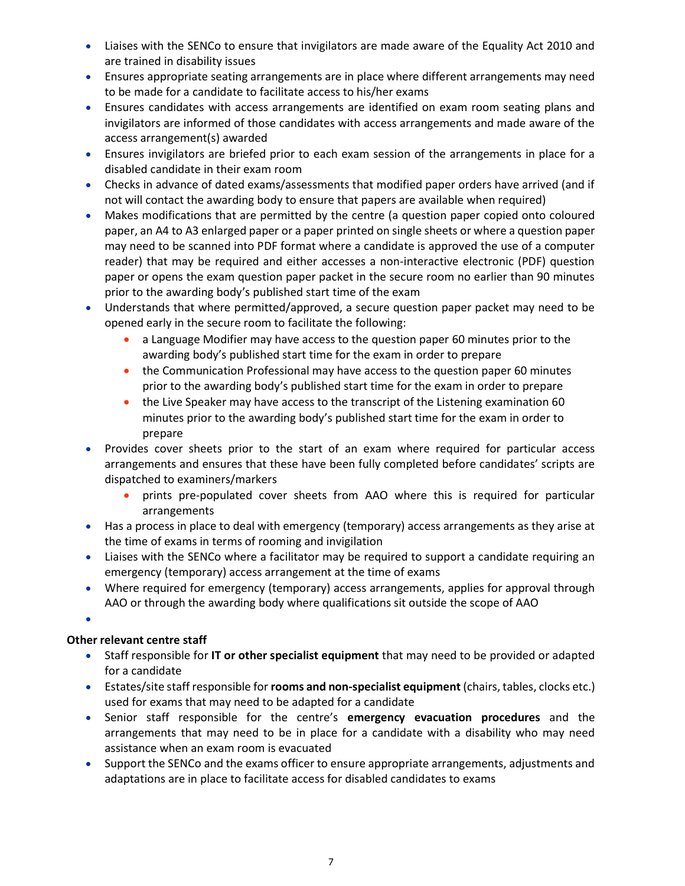- Liaises with the SENCo to ensure that invigilators are made aware of the Equality Act 2010 and are trained in disability issues
- Ensures appropriate seating arrangements are in place where different arrangements may need to be made for a candidate to facilitate access to his/her exams
- Ensures candidates with access arrangements are identified on exam room seating plans and invigilators are informed of those candidates with access arrangements and made aware of the access arrangement(s) awarded
- Ensures invigilators are briefed prior to each exam session of the arrangements in place for a disabled candidate in their exam room
- Checks in advance of dated exams/assessments that modified paper orders have arrived (and if not will contact the awarding body to ensure that papers are available when required)
- Makes modifications that are permitted by the centre (a question paper copied onto coloured paper, an A4 to A3 enlarged paper or a paper printed on single sheets or where a question paper may need to be scanned into PDF format where a candidate is approved the use of a computer reader) that may be required and either accesses a non-interactive electronic (PDF) question paper or opens the exam question paper packet in the secure room no earlier than 90 minutes prior to the awarding body's published start time of the exam
- Understands that where permitted/approved, a secure question paper packet may need to be opened early in the secure room to facilitate the following:
  - a Language Modifier may have access to the question paper 60 minutes prior to the awarding body's published start time for the exam in order to prepare
  - the Communication Professional may have access to the question paper 60 minutes prior to the awarding body's published start time for the exam in order to prepare
  - the Live Speaker may have access to the transcript of the Listening examination 60 minutes prior to the awarding body's published start time for the exam in order to prepare
- Provides cover sheets prior to the start of an exam where required for particular access arrangements and ensures that these have been fully completed before candidates' scripts are dispatched to examiners/markers
  - prints pre-populated cover sheets from AAO where this is required for particular arrangements
- Has a process in place to deal with emergency (temporary) access arrangements as they arise at the time of exams in terms of rooming and invigilation
- Liaises with the SENCo where a facilitator may be required to support a candidate requiring an emergency (temporary) access arrangement at the time of exams
- Where required for emergency (temporary) access arrangements, applies for approval through AAO or through the awarding body where qualifications sit outside the scope of AAO
- 

**Other relevant centre staff**

- Staff responsible for **IT or other specialist equipment** that may need to be provided or adapted for a candidate
- Estates/site staff responsible for **rooms and non-specialist equipment** (chairs, tables, clocks etc.) used for exams that may need to be adapted for a candidate
- Senior staff responsible for the centre's **emergency evacuation procedures** and the arrangements that may need to be in place for a candidate with a disability who may need assistance when an exam room is evacuated
- Support the SENCo and the exams officer to ensure appropriate arrangements, adjustments and adaptations are in place to facilitate access for disabled candidates to exams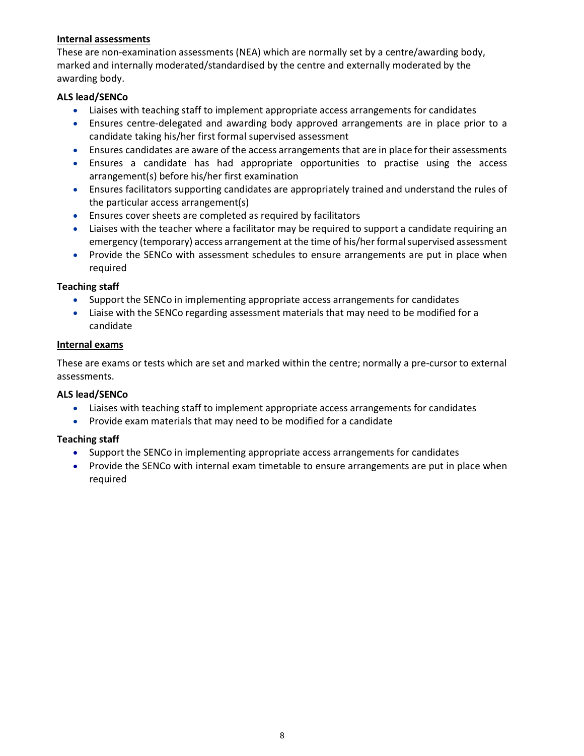**Internal assessments**

These are non-examination assessments (NEA) which are normally set by a centre/awarding body, marked and internally moderated/standardised by the centre and externally moderated by the awarding body.

**ALS lead/SENCo**

- Liaises with teaching staff to implement appropriate access arrangements for candidates
- Ensures centre-delegated and awarding body approved arrangements are in place prior to a candidate taking his/her first formal supervised assessment
- Ensures candidates are aware of the access arrangements that are in place for their assessments
- Ensures a candidate has had appropriate opportunities to practise using the access arrangement(s) before his/her first examination
- Ensures facilitators supporting candidates are appropriately trained and understand the rules of the particular access arrangement(s)
- Ensures cover sheets are completed as required by facilitators
- Liaises with the teacher where a facilitator may be required to support a candidate requiring an emergency (temporary) access arrangement at the time of his/her formal supervised assessment
- Provide the SENCo with assessment schedules to ensure arrangements are put in place when required

**Teaching staff**

- Support the SENCo in implementing appropriate access arrangements for candidates
- Liaise with the SENCo regarding assessment materials that may need to be modified for a candidate

**Internal exams**

These are exams or tests which are set and marked within the centre; normally a pre-cursor to external assessments.

**ALS lead/SENCo**

- Liaises with teaching staff to implement appropriate access arrangements for candidates
- Provide exam materials that may need to be modified for a candidate

**Teaching staff**

- Support the SENCo in implementing appropriate access arrangements for candidates
- Provide the SENCo with internal exam timetable to ensure arrangements are put in place when required